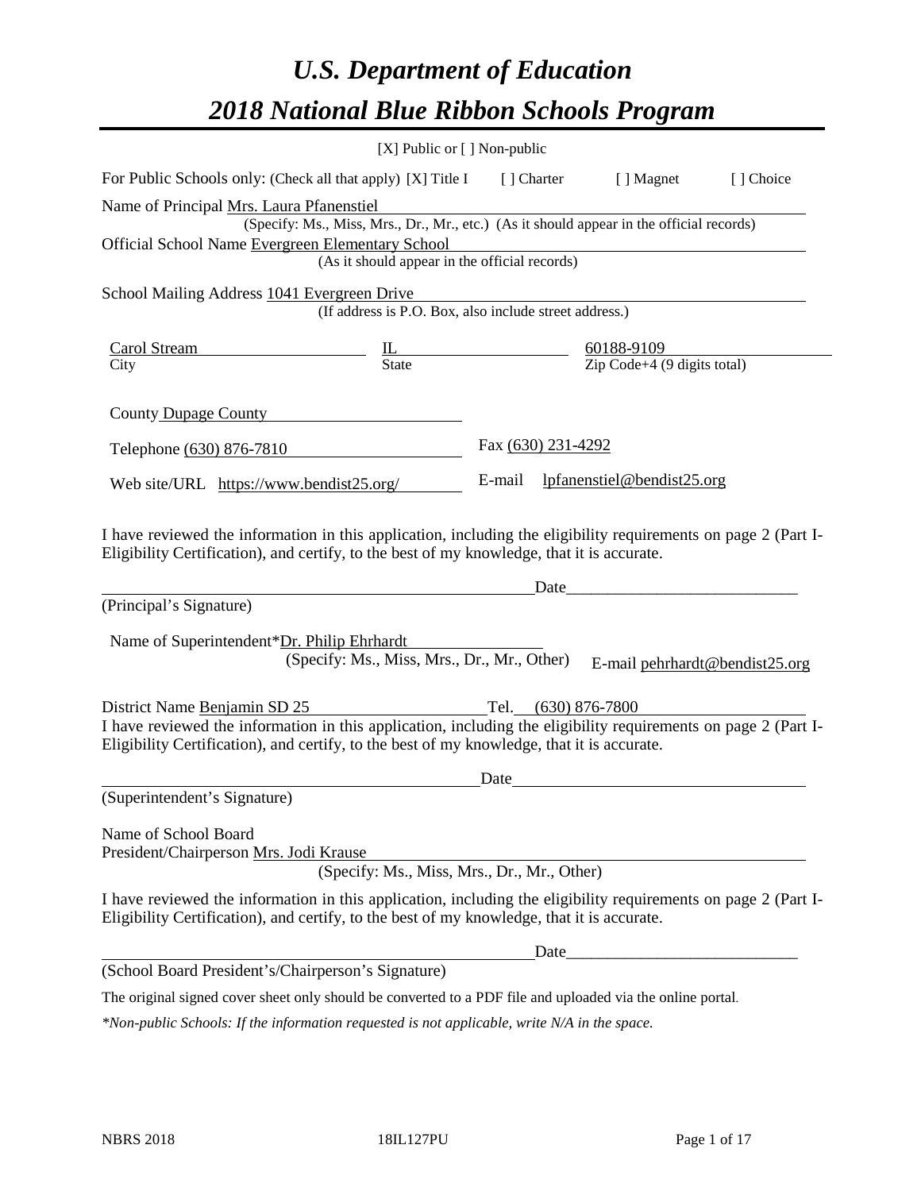# *U.S. Department of Education*

# *2018 National Blue Ribbon Schools Program*

[X] Public or [ ] Non-public

For Public Schools only: (Check all that apply) [X] Title I [ ] Charter [ ] Magnet [ ] Choice

Name of Principal Mrs. Laura Pfanenstiel
(Specify: Ms., Miss, Mrs., Dr., Mr., etc.) (As it should appear in the official records)

Official School Name Evergreen Elementary School
(As it should appear in the official records)

School Mailing Address 1041 Evergreen Drive
(If address is P.O. Box, also include street address.)

| Carol Stream | IL | 60188-9109 |
|---|---|---|
| City | State | Zip Code+4 (9 digits total) |

County Dupage County

Telephone (630) 876-7810 Fax (630) 231-4292

Web site/URL https://www.bendist25.org/ E-mail lpfanenstiel@bendist25.org

I have reviewed the information in this application, including the eligibility requirements on page 2 (Part I-Eligibility Certification), and certify, to the best of my knowledge, that it is accurate.

Date_____________________________

(Principal's Signature)

Name of Superintendent*Dr. Philip Ehrhardt
(Specify: Ms., Miss, Mrs., Dr., Mr., Other) E-mail pehrhardt@bendist25.org

District Name Benjamin SD 25 Tel. (630) 876-7800

I have reviewed the information in this application, including the eligibility requirements on page 2 (Part I-Eligibility Certification), and certify, to the best of my knowledge, that it is accurate.

Date_____________________________

(Superintendent's Signature)

Name of School Board
President/Chairperson Mrs. Jodi Krause
(Specify: Ms., Miss, Mrs., Dr., Mr., Other)

I have reviewed the information in this application, including the eligibility requirements on page 2 (Part I-Eligibility Certification), and certify, to the best of my knowledge, that it is accurate.

Date_____________________________

(School Board President's/Chairperson's Signature)

The original signed cover sheet only should be converted to a PDF file and uploaded via the online portal.

*\*Non-public Schools: If the information requested is not applicable, write N/A in the space.*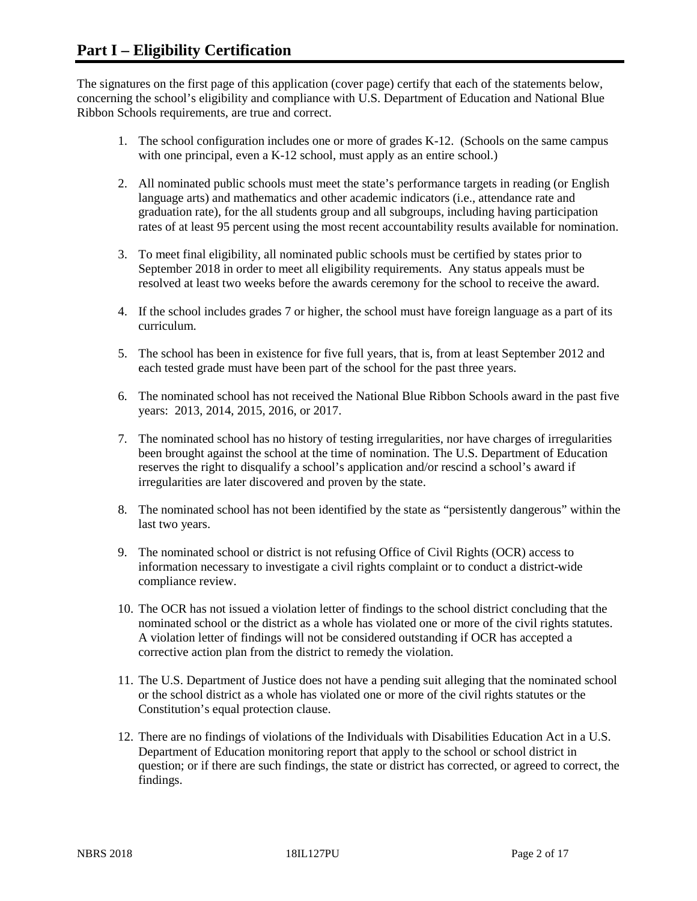# Part I – Eligibility Certification

The signatures on the first page of this application (cover page) certify that each of the statements below, concerning the school's eligibility and compliance with U.S. Department of Education and National Blue Ribbon Schools requirements, are true and correct.

1. The school configuration includes one or more of grades K-12. (Schools on the same campus with one principal, even a K-12 school, must apply as an entire school.)

2. All nominated public schools must meet the state's performance targets in reading (or English language arts) and mathematics and other academic indicators (i.e., attendance rate and graduation rate), for the all students group and all subgroups, including having participation rates of at least 95 percent using the most recent accountability results available for nomination.

3. To meet final eligibility, all nominated public schools must be certified by states prior to September 2018 in order to meet all eligibility requirements. Any status appeals must be resolved at least two weeks before the awards ceremony for the school to receive the award.

4. If the school includes grades 7 or higher, the school must have foreign language as a part of its curriculum.

5. The school has been in existence for five full years, that is, from at least September 2012 and each tested grade must have been part of the school for the past three years.

6. The nominated school has not received the National Blue Ribbon Schools award in the past five years: 2013, 2014, 2015, 2016, or 2017.

7. The nominated school has no history of testing irregularities, nor have charges of irregularities been brought against the school at the time of nomination. The U.S. Department of Education reserves the right to disqualify a school's application and/or rescind a school's award if irregularities are later discovered and proven by the state.

8. The nominated school has not been identified by the state as "persistently dangerous" within the last two years.

9. The nominated school or district is not refusing Office of Civil Rights (OCR) access to information necessary to investigate a civil rights complaint or to conduct a district-wide compliance review.

10. The OCR has not issued a violation letter of findings to the school district concluding that the nominated school or the district as a whole has violated one or more of the civil rights statutes. A violation letter of findings will not be considered outstanding if OCR has accepted a corrective action plan from the district to remedy the violation.

11. The U.S. Department of Justice does not have a pending suit alleging that the nominated school or the school district as a whole has violated one or more of the civil rights statutes or the Constitution's equal protection clause.

12. There are no findings of violations of the Individuals with Disabilities Education Act in a U.S. Department of Education monitoring report that apply to the school or school district in question; or if there are such findings, the state or district has corrected, or agreed to correct, the findings.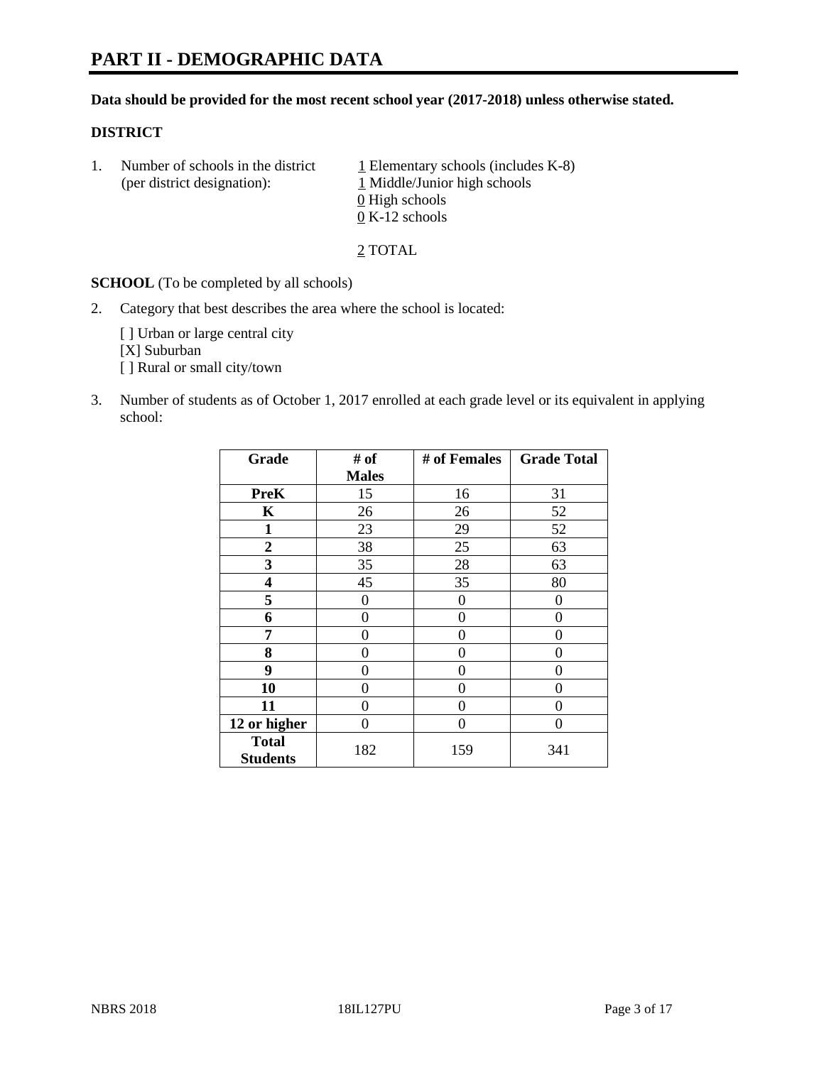# PART II - DEMOGRAPHIC DATA

**Data should be provided for the most recent school year (2017-2018) unless otherwise stated.**

**DISTRICT**

1. Number of schools in the district (per district designation):
   1 Elementary schools (includes K-8)
   1 Middle/Junior high schools
   0 High schools
   0 K-12 schools

   2 TOTAL

**SCHOOL** (To be completed by all schools)

2. Category that best describes the area where the school is located:

   [ ] Urban or large central city
   [X] Suburban
   [ ] Rural or small city/town

3. Number of students as of October 1, 2017 enrolled at each grade level or its equivalent in applying school:

| Grade | # of Males | # of Females | Grade Total |
|---|---|---|---|
| **PreK** | 15 | 16 | 31 |
| **K** | 26 | 26 | 52 |
| **1** | 23 | 29 | 52 |
| **2** | 38 | 25 | 63 |
| **3** | 35 | 28 | 63 |
| **4** | 45 | 35 | 80 |
| **5** | 0 | 0 | 0 |
| **6** | 0 | 0 | 0 |
| **7** | 0 | 0 | 0 |
| **8** | 0 | 0 | 0 |
| **9** | 0 | 0 | 0 |
| **10** | 0 | 0 | 0 |
| **11** | 0 | 0 | 0 |
| **12 or higher** | 0 | 0 | 0 |
| **Total Students** | 182 | 159 | 341 |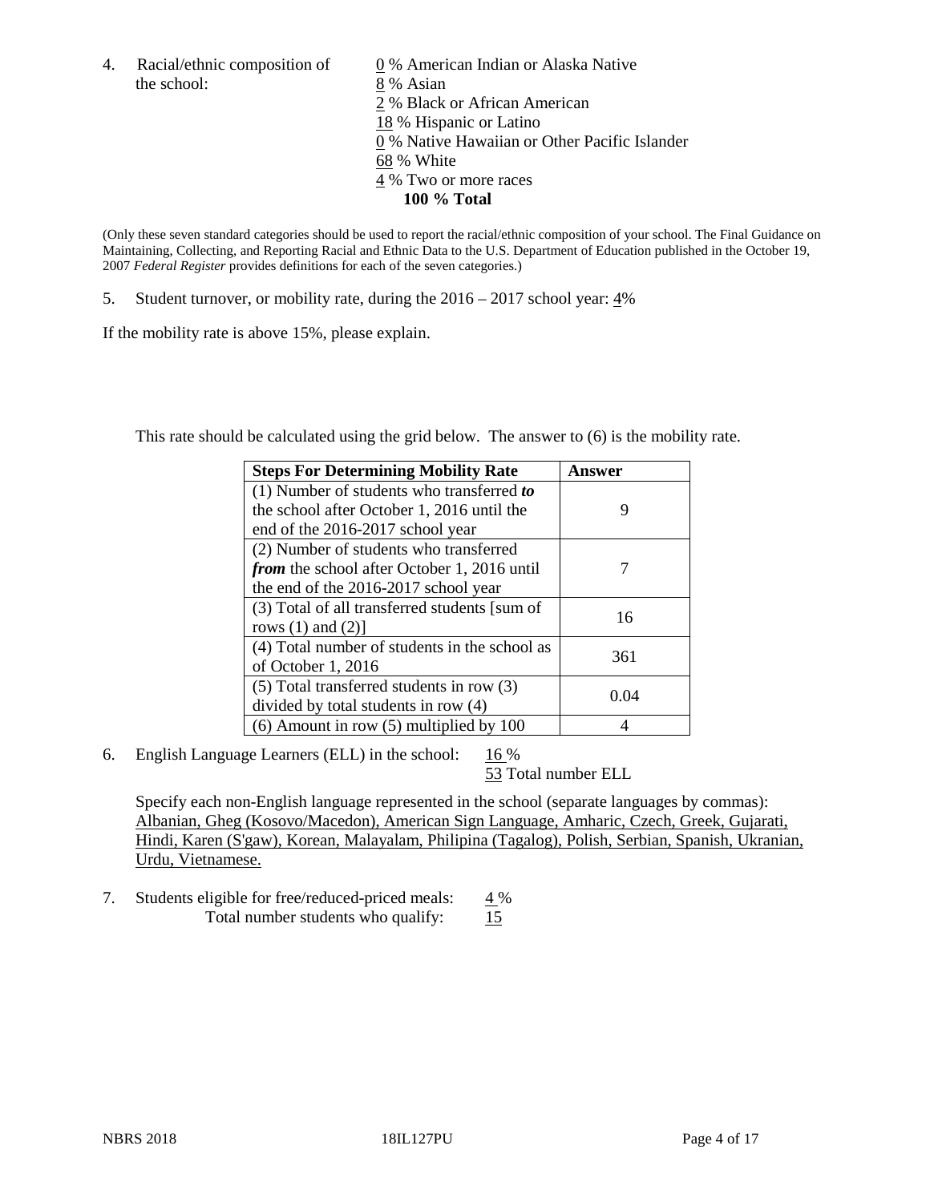4. Racial/ethnic composition of the school:
   0 % American Indian or Alaska Native
   8 % Asian
   2 % Black or African American
   18 % Hispanic or Latino
   0 % Native Hawaiian or Other Pacific Islander
   68 % White
   4 % Two or more races
   **100 % Total**

(Only these seven standard categories should be used to report the racial/ethnic composition of your school. The Final Guidance on Maintaining, Collecting, and Reporting Racial and Ethnic Data to the U.S. Department of Education published in the October 19, 2007 *Federal Register* provides definitions for each of the seven categories.)

5. Student turnover, or mobility rate, during the 2016 – 2017 school year: 4%

If the mobility rate is above 15%, please explain.

This rate should be calculated using the grid below. The answer to (6) is the mobility rate.

| Steps For Determining Mobility Rate | Answer |
|---|---|
| (1) Number of students who transferred ***to*** the school after October 1, 2016 until the end of the 2016-2017 school year | 9 |
| (2) Number of students who transferred ***from*** the school after October 1, 2016 until the end of the 2016-2017 school year | 7 |
| (3) Total of all transferred students [sum of rows (1) and (2)] | 16 |
| (4) Total number of students in the school as of October 1, 2016 | 361 |
| (5) Total transferred students in row (3) divided by total students in row (4) | 0.04 |
| (6) Amount in row (5) multiplied by 100 | 4 |

6. English Language Learners (ELL) in the school: 16 %
   53 Total number ELL

   Specify each non-English language represented in the school (separate languages by commas): Albanian, Gheg (Kosovo/Macedon), American Sign Language, Amharic, Czech, Greek, Gujarati, Hindi, Karen (S'gaw), Korean, Malayalam, Philipina (Tagalog), Polish, Serbian, Spanish, Ukranian, Urdu, Vietnamese.

7. Students eligible for free/reduced-priced meals: 4 %
   Total number students who qualify: 15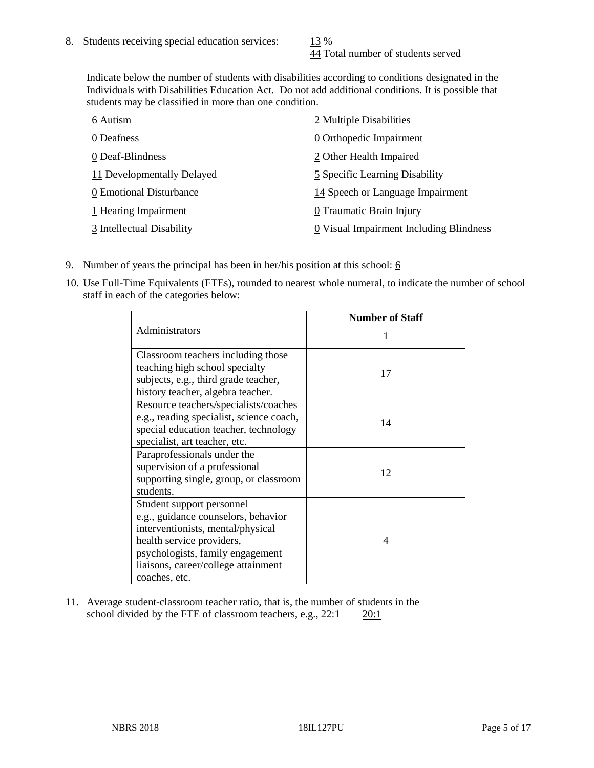8. Students receiving special education services: 13 %
   44 Total number of students served

   Indicate below the number of students with disabilities according to conditions designated in the Individuals with Disabilities Education Act. Do not add additional conditions. It is possible that students may be classified in more than one condition.

   6 Autism
   0 Deafness
   0 Deaf-Blindness
   11 Developmentally Delayed
   0 Emotional Disturbance
   1 Hearing Impairment
   3 Intellectual Disability
   2 Multiple Disabilities
   0 Orthopedic Impairment
   2 Other Health Impaired
   5 Specific Learning Disability
   14 Speech or Language Impairment
   0 Traumatic Brain Injury
   0 Visual Impairment Including Blindness

9. Number of years the principal has been in her/his position at this school: 6

10. Use Full-Time Equivalents (FTEs), rounded to nearest whole numeral, to indicate the number of school staff in each of the categories below:

| | Number of Staff |
|---|---|
| Administrators | 1 |
| Classroom teachers including those teaching high school specialty subjects, e.g., third grade teacher, history teacher, algebra teacher. | 17 |
| Resource teachers/specialists/coaches e.g., reading specialist, science coach, special education teacher, technology specialist, art teacher, etc. | 14 |
| Paraprofessionals under the supervision of a professional supporting single, group, or classroom students. | 12 |
| Student support personnel e.g., guidance counselors, behavior interventionists, mental/physical health service providers, psychologists, family engagement liaisons, career/college attainment coaches, etc. | 4 |

11. Average student-classroom teacher ratio, that is, the number of students in the school divided by the FTE of classroom teachers, e.g., 22:1 20:1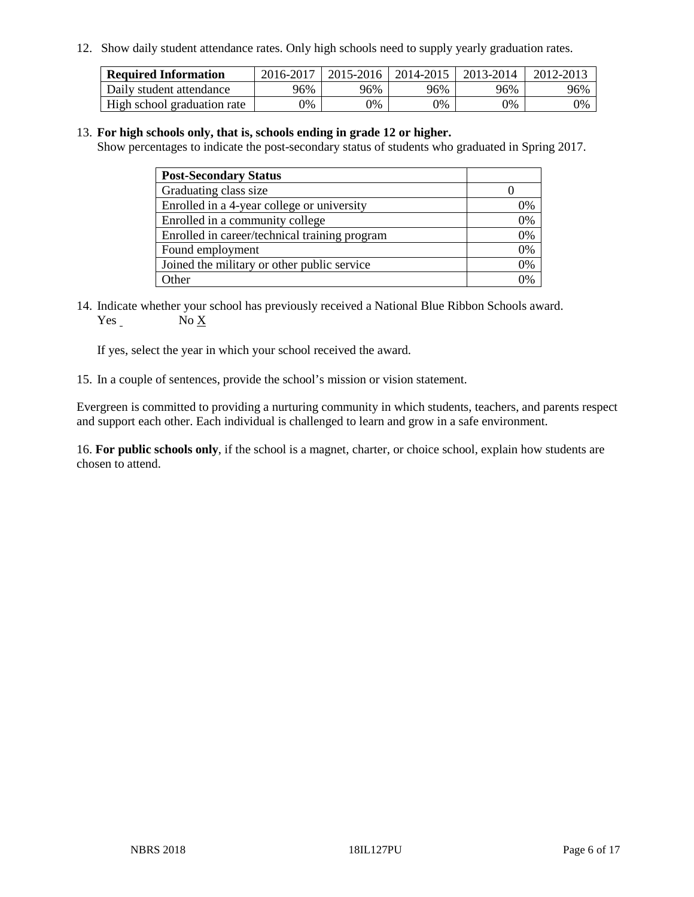12. Show daily student attendance rates. Only high schools need to supply yearly graduation rates.

| Required Information | 2016-2017 | 2015-2016 | 2014-2015 | 2013-2014 | 2012-2013 |
|---|---|---|---|---|---|
| Daily student attendance | 96% | 96% | 96% | 96% | 96% |
| High school graduation rate | 0% | 0% | 0% | 0% | 0% |

13. **For high schools only, that is, schools ending in grade 12 or higher.**
Show percentages to indicate the post-secondary status of students who graduated in Spring 2017.

| Post-Secondary Status | |
|---|---|
| Graduating class size | 0 |
| Enrolled in a 4-year college or university | 0% |
| Enrolled in a community college | 0% |
| Enrolled in career/technical training program | 0% |
| Found employment | 0% |
| Joined the military or other public service | 0% |
| Other | 0% |

14. Indicate whether your school has previously received a National Blue Ribbon Schools award.
Yes No X

If yes, select the year in which your school received the award.

15. In a couple of sentences, provide the school's mission or vision statement.

Evergreen is committed to providing a nurturing community in which students, teachers, and parents respect and support each other. Each individual is challenged to learn and grow in a safe environment.

16. **For public schools only**, if the school is a magnet, charter, or choice school, explain how students are chosen to attend.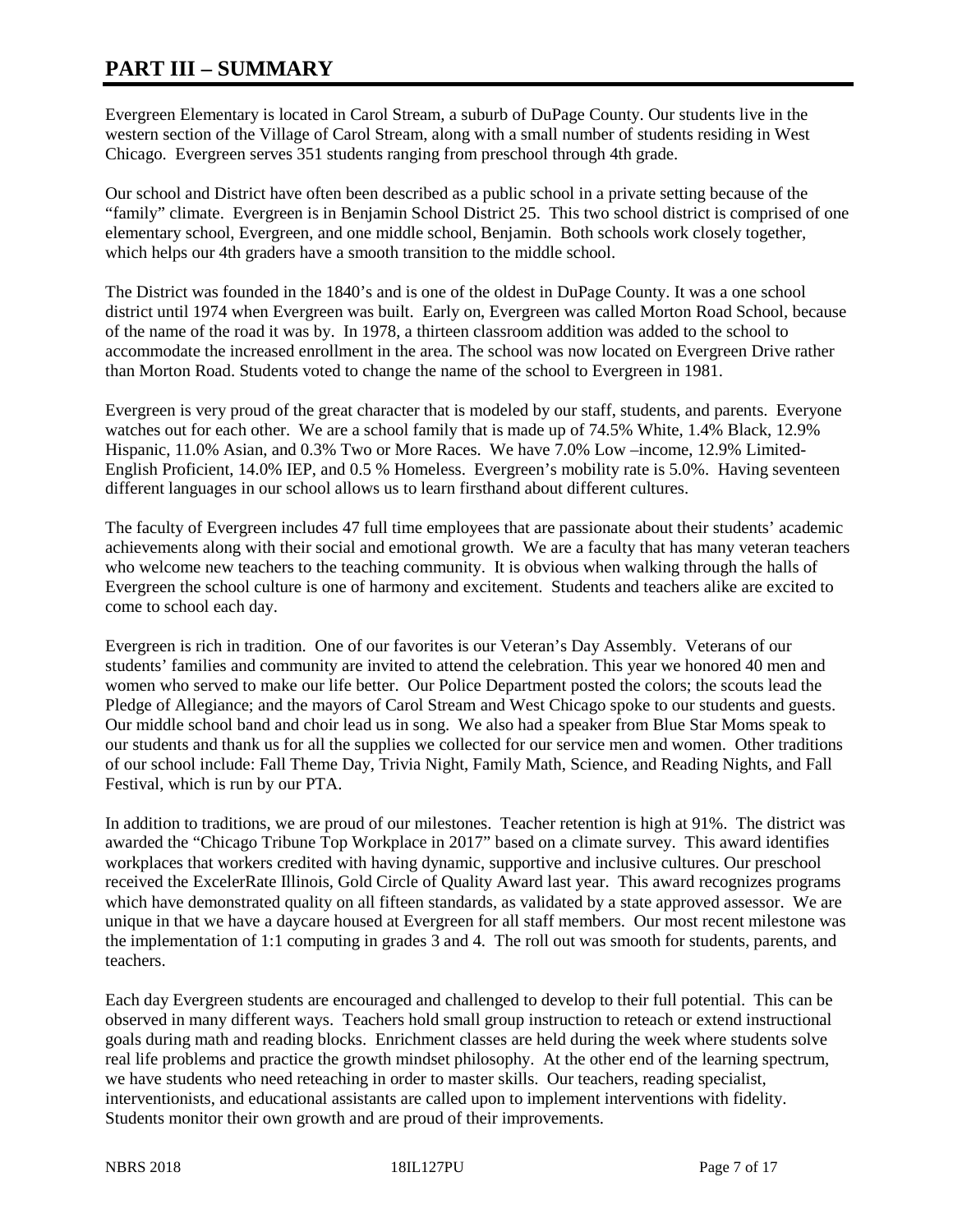# PART III – SUMMARY

Evergreen Elementary is located in Carol Stream, a suburb of DuPage County. Our students live in the western section of the Village of Carol Stream, along with a small number of students residing in West Chicago. Evergreen serves 351 students ranging from preschool through 4th grade.

Our school and District have often been described as a public school in a private setting because of the "family" climate. Evergreen is in Benjamin School District 25. This two school district is comprised of one elementary school, Evergreen, and one middle school, Benjamin. Both schools work closely together, which helps our 4th graders have a smooth transition to the middle school.

The District was founded in the 1840's and is one of the oldest in DuPage County. It was a one school district until 1974 when Evergreen was built. Early on, Evergreen was called Morton Road School, because of the name of the road it was by. In 1978, a thirteen classroom addition was added to the school to accommodate the increased enrollment in the area. The school was now located on Evergreen Drive rather than Morton Road. Students voted to change the name of the school to Evergreen in 1981.

Evergreen is very proud of the great character that is modeled by our staff, students, and parents. Everyone watches out for each other. We are a school family that is made up of 74.5% White, 1.4% Black, 12.9% Hispanic, 11.0% Asian, and 0.3% Two or More Races. We have 7.0% Low –income, 12.9% Limited-English Proficient, 14.0% IEP, and 0.5 % Homeless. Evergreen's mobility rate is 5.0%. Having seventeen different languages in our school allows us to learn firsthand about different cultures.

The faculty of Evergreen includes 47 full time employees that are passionate about their students' academic achievements along with their social and emotional growth. We are a faculty that has many veteran teachers who welcome new teachers to the teaching community. It is obvious when walking through the halls of Evergreen the school culture is one of harmony and excitement. Students and teachers alike are excited to come to school each day.

Evergreen is rich in tradition. One of our favorites is our Veteran's Day Assembly. Veterans of our students' families and community are invited to attend the celebration. This year we honored 40 men and women who served to make our life better. Our Police Department posted the colors; the scouts lead the Pledge of Allegiance; and the mayors of Carol Stream and West Chicago spoke to our students and guests. Our middle school band and choir lead us in song. We also had a speaker from Blue Star Moms speak to our students and thank us for all the supplies we collected for our service men and women. Other traditions of our school include: Fall Theme Day, Trivia Night, Family Math, Science, and Reading Nights, and Fall Festival, which is run by our PTA.

In addition to traditions, we are proud of our milestones. Teacher retention is high at 91%. The district was awarded the "Chicago Tribune Top Workplace in 2017" based on a climate survey. This award identifies workplaces that workers credited with having dynamic, supportive and inclusive cultures. Our preschool received the ExcelerRate Illinois, Gold Circle of Quality Award last year. This award recognizes programs which have demonstrated quality on all fifteen standards, as validated by a state approved assessor. We are unique in that we have a daycare housed at Evergreen for all staff members. Our most recent milestone was the implementation of 1:1 computing in grades 3 and 4. The roll out was smooth for students, parents, and teachers.

Each day Evergreen students are encouraged and challenged to develop to their full potential. This can be observed in many different ways. Teachers hold small group instruction to reteach or extend instructional goals during math and reading blocks. Enrichment classes are held during the week where students solve real life problems and practice the growth mindset philosophy. At the other end of the learning spectrum, we have students who need reteaching in order to master skills. Our teachers, reading specialist, interventionists, and educational assistants are called upon to implement interventions with fidelity. Students monitor their own growth and are proud of their improvements.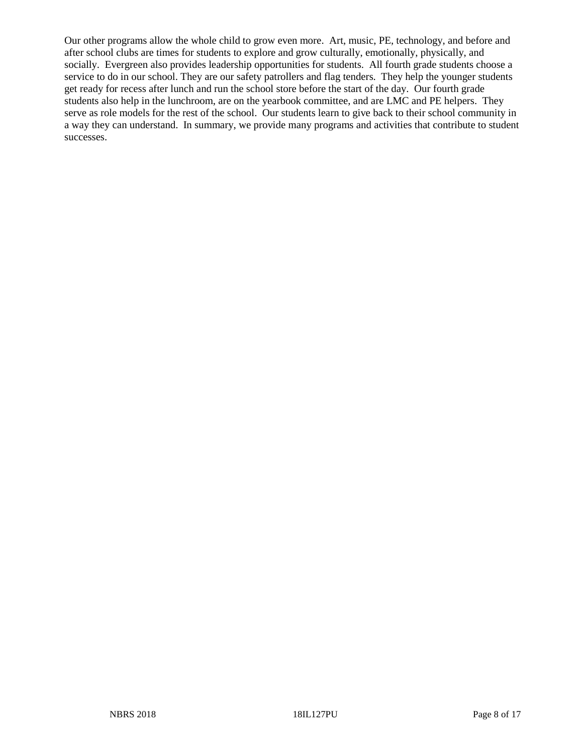Our other programs allow the whole child to grow even more. Art, music, PE, technology, and before and after school clubs are times for students to explore and grow culturally, emotionally, physically, and socially. Evergreen also provides leadership opportunities for students. All fourth grade students choose a service to do in our school. They are our safety patrollers and flag tenders. They help the younger students get ready for recess after lunch and run the school store before the start of the day. Our fourth grade students also help in the lunchroom, are on the yearbook committee, and are LMC and PE helpers. They serve as role models for the rest of the school. Our students learn to give back to their school community in a way they can understand. In summary, we provide many programs and activities that contribute to student successes.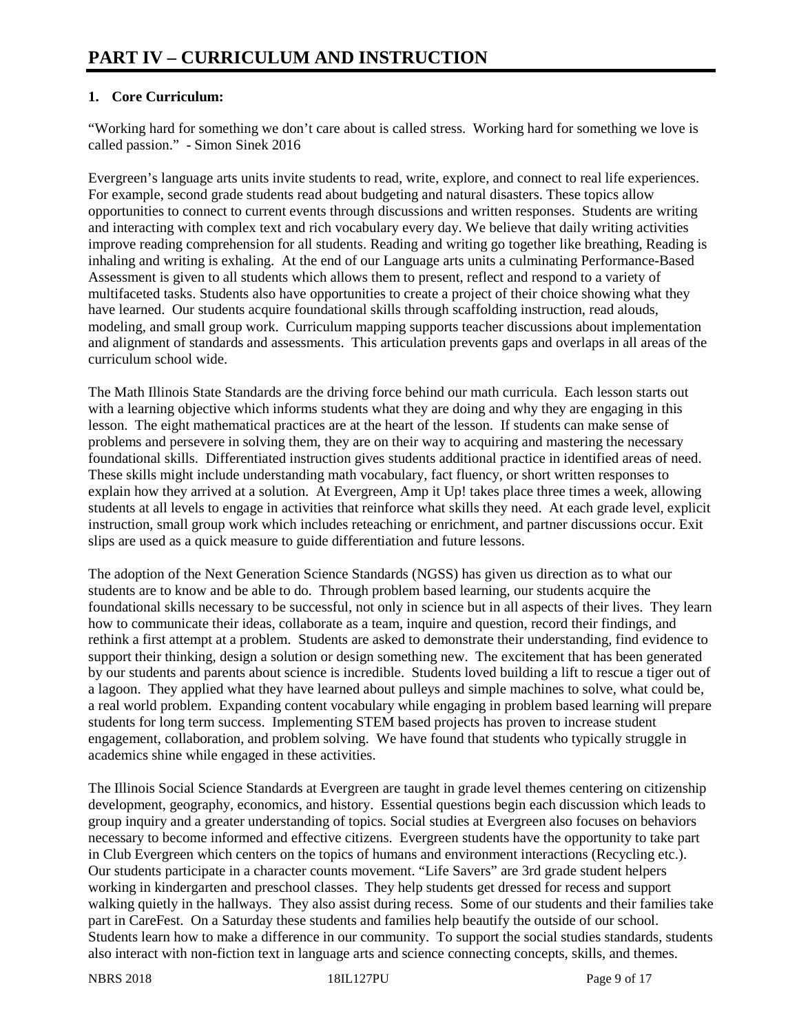# PART IV – CURRICULUM AND INSTRUCTION

**1. Core Curriculum:**

"Working hard for something we don't care about is called stress. Working hard for something we love is called passion." - Simon Sinek 2016

Evergreen's language arts units invite students to read, write, explore, and connect to real life experiences. For example, second grade students read about budgeting and natural disasters. These topics allow opportunities to connect to current events through discussions and written responses. Students are writing and interacting with complex text and rich vocabulary every day. We believe that daily writing activities improve reading comprehension for all students. Reading and writing go together like breathing, Reading is inhaling and writing is exhaling. At the end of our Language arts units a culminating Performance-Based Assessment is given to all students which allows them to present, reflect and respond to a variety of multifaceted tasks. Students also have opportunities to create a project of their choice showing what they have learned. Our students acquire foundational skills through scaffolding instruction, read alouds, modeling, and small group work. Curriculum mapping supports teacher discussions about implementation and alignment of standards and assessments. This articulation prevents gaps and overlaps in all areas of the curriculum school wide.

The Math Illinois State Standards are the driving force behind our math curricula. Each lesson starts out with a learning objective which informs students what they are doing and why they are engaging in this lesson. The eight mathematical practices are at the heart of the lesson. If students can make sense of problems and persevere in solving them, they are on their way to acquiring and mastering the necessary foundational skills. Differentiated instruction gives students additional practice in identified areas of need. These skills might include understanding math vocabulary, fact fluency, or short written responses to explain how they arrived at a solution. At Evergreen, Amp it Up! takes place three times a week, allowing students at all levels to engage in activities that reinforce what skills they need. At each grade level, explicit instruction, small group work which includes reteaching or enrichment, and partner discussions occur. Exit slips are used as a quick measure to guide differentiation and future lessons.

The adoption of the Next Generation Science Standards (NGSS) has given us direction as to what our students are to know and be able to do. Through problem based learning, our students acquire the foundational skills necessary to be successful, not only in science but in all aspects of their lives. They learn how to communicate their ideas, collaborate as a team, inquire and question, record their findings, and rethink a first attempt at a problem. Students are asked to demonstrate their understanding, find evidence to support their thinking, design a solution or design something new. The excitement that has been generated by our students and parents about science is incredible. Students loved building a lift to rescue a tiger out of a lagoon. They applied what they have learned about pulleys and simple machines to solve, what could be, a real world problem. Expanding content vocabulary while engaging in problem based learning will prepare students for long term success. Implementing STEM based projects has proven to increase student engagement, collaboration, and problem solving. We have found that students who typically struggle in academics shine while engaged in these activities.

The Illinois Social Science Standards at Evergreen are taught in grade level themes centering on citizenship development, geography, economics, and history. Essential questions begin each discussion which leads to group inquiry and a greater understanding of topics. Social studies at Evergreen also focuses on behaviors necessary to become informed and effective citizens. Evergreen students have the opportunity to take part in Club Evergreen which centers on the topics of humans and environment interactions (Recycling etc.). Our students participate in a character counts movement. "Life Savers" are 3rd grade student helpers working in kindergarten and preschool classes. They help students get dressed for recess and support walking quietly in the hallways. They also assist during recess. Some of our students and their families take part in CareFest. On a Saturday these students and families help beautify the outside of our school. Students learn how to make a difference in our community. To support the social studies standards, students also interact with non-fiction text in language arts and science connecting concepts, skills, and themes.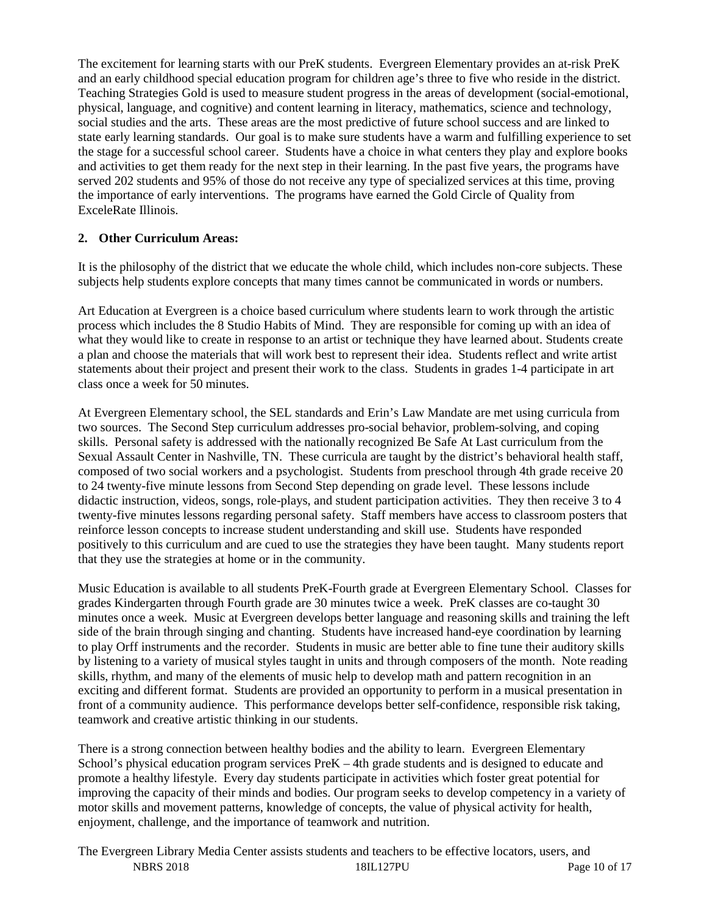The excitement for learning starts with our PreK students. Evergreen Elementary provides an at-risk PreK and an early childhood special education program for children age's three to five who reside in the district. Teaching Strategies Gold is used to measure student progress in the areas of development (social-emotional, physical, language, and cognitive) and content learning in literacy, mathematics, science and technology, social studies and the arts. These areas are the most predictive of future school success and are linked to state early learning standards. Our goal is to make sure students have a warm and fulfilling experience to set the stage for a successful school career. Students have a choice in what centers they play and explore books and activities to get them ready for the next step in their learning. In the past five years, the programs have served 202 students and 95% of those do not receive any type of specialized services at this time, proving the importance of early interventions. The programs have earned the Gold Circle of Quality from ExceleRate Illinois.

**2. Other Curriculum Areas:**

It is the philosophy of the district that we educate the whole child, which includes non-core subjects. These subjects help students explore concepts that many times cannot be communicated in words or numbers.

Art Education at Evergreen is a choice based curriculum where students learn to work through the artistic process which includes the 8 Studio Habits of Mind. They are responsible for coming up with an idea of what they would like to create in response to an artist or technique they have learned about. Students create a plan and choose the materials that will work best to represent their idea. Students reflect and write artist statements about their project and present their work to the class. Students in grades 1-4 participate in art class once a week for 50 minutes.

At Evergreen Elementary school, the SEL standards and Erin's Law Mandate are met using curricula from two sources. The Second Step curriculum addresses pro-social behavior, problem-solving, and coping skills. Personal safety is addressed with the nationally recognized Be Safe At Last curriculum from the Sexual Assault Center in Nashville, TN. These curricula are taught by the district's behavioral health staff, composed of two social workers and a psychologist. Students from preschool through 4th grade receive 20 to 24 twenty-five minute lessons from Second Step depending on grade level. These lessons include didactic instruction, videos, songs, role-plays, and student participation activities. They then receive 3 to 4 twenty-five minutes lessons regarding personal safety. Staff members have access to classroom posters that reinforce lesson concepts to increase student understanding and skill use. Students have responded positively to this curriculum and are cued to use the strategies they have been taught. Many students report that they use the strategies at home or in the community.

Music Education is available to all students PreK-Fourth grade at Evergreen Elementary School. Classes for grades Kindergarten through Fourth grade are 30 minutes twice a week. PreK classes are co-taught 30 minutes once a week. Music at Evergreen develops better language and reasoning skills and training the left side of the brain through singing and chanting. Students have increased hand-eye coordination by learning to play Orff instruments and the recorder. Students in music are better able to fine tune their auditory skills by listening to a variety of musical styles taught in units and through composers of the month. Note reading skills, rhythm, and many of the elements of music help to develop math and pattern recognition in an exciting and different format. Students are provided an opportunity to perform in a musical presentation in front of a community audience. This performance develops better self-confidence, responsible risk taking, teamwork and creative artistic thinking in our students.

There is a strong connection between healthy bodies and the ability to learn. Evergreen Elementary School's physical education program services PreK – 4th grade students and is designed to educate and promote a healthy lifestyle. Every day students participate in activities which foster great potential for improving the capacity of their minds and bodies. Our program seeks to develop competency in a variety of motor skills and movement patterns, knowledge of concepts, the value of physical activity for health, enjoyment, challenge, and the importance of teamwork and nutrition.

The Evergreen Library Media Center assists students and teachers to be effective locators, users, and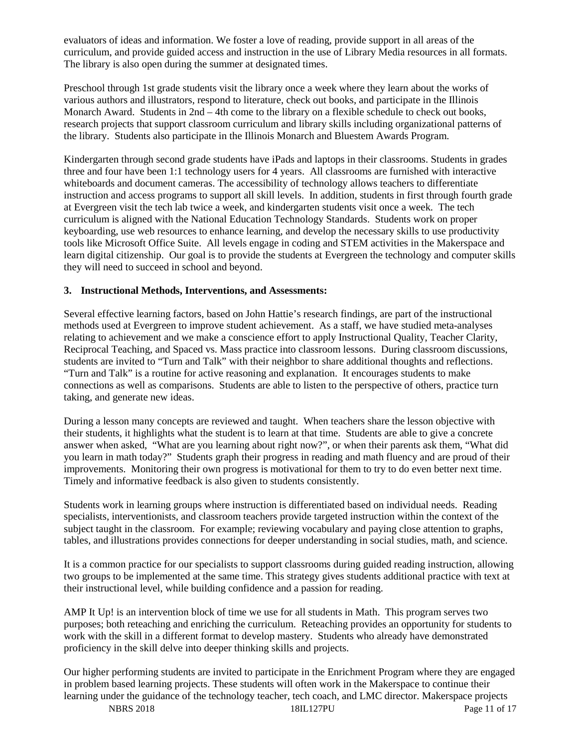evaluators of ideas and information. We foster a love of reading, provide support in all areas of the curriculum, and provide guided access and instruction in the use of Library Media resources in all formats. The library is also open during the summer at designated times.

Preschool through 1st grade students visit the library once a week where they learn about the works of various authors and illustrators, respond to literature, check out books, and participate in the Illinois Monarch Award. Students in 2nd – 4th come to the library on a flexible schedule to check out books, research projects that support classroom curriculum and library skills including organizational patterns of the library. Students also participate in the Illinois Monarch and Bluestem Awards Program.

Kindergarten through second grade students have iPads and laptops in their classrooms. Students in grades three and four have been 1:1 technology users for 4 years. All classrooms are furnished with interactive whiteboards and document cameras. The accessibility of technology allows teachers to differentiate instruction and access programs to support all skill levels. In addition, students in first through fourth grade at Evergreen visit the tech lab twice a week, and kindergarten students visit once a week. The tech curriculum is aligned with the National Education Technology Standards. Students work on proper keyboarding, use web resources to enhance learning, and develop the necessary skills to use productivity tools like Microsoft Office Suite. All levels engage in coding and STEM activities in the Makerspace and learn digital citizenship. Our goal is to provide the students at Evergreen the technology and computer skills they will need to succeed in school and beyond.

**3. Instructional Methods, Interventions, and Assessments:**

Several effective learning factors, based on John Hattie's research findings, are part of the instructional methods used at Evergreen to improve student achievement. As a staff, we have studied meta-analyses relating to achievement and we make a conscience effort to apply Instructional Quality, Teacher Clarity, Reciprocal Teaching, and Spaced vs. Mass practice into classroom lessons. During classroom discussions, students are invited to "Turn and Talk" with their neighbor to share additional thoughts and reflections. "Turn and Talk" is a routine for active reasoning and explanation. It encourages students to make connections as well as comparisons. Students are able to listen to the perspective of others, practice turn taking, and generate new ideas.

During a lesson many concepts are reviewed and taught. When teachers share the lesson objective with their students, it highlights what the student is to learn at that time. Students are able to give a concrete answer when asked, "What are you learning about right now?", or when their parents ask them, "What did you learn in math today?" Students graph their progress in reading and math fluency and are proud of their improvements. Monitoring their own progress is motivational for them to try to do even better next time. Timely and informative feedback is also given to students consistently.

Students work in learning groups where instruction is differentiated based on individual needs. Reading specialists, interventionists, and classroom teachers provide targeted instruction within the context of the subject taught in the classroom. For example; reviewing vocabulary and paying close attention to graphs, tables, and illustrations provides connections for deeper understanding in social studies, math, and science.

It is a common practice for our specialists to support classrooms during guided reading instruction, allowing two groups to be implemented at the same time. This strategy gives students additional practice with text at their instructional level, while building confidence and a passion for reading.

AMP It Up! is an intervention block of time we use for all students in Math. This program serves two purposes; both reteaching and enriching the curriculum. Reteaching provides an opportunity for students to work with the skill in a different format to develop mastery. Students who already have demonstrated proficiency in the skill delve into deeper thinking skills and projects.

Our higher performing students are invited to participate in the Enrichment Program where they are engaged in problem based learning projects. These students will often work in the Makerspace to continue their learning under the guidance of the technology teacher, tech coach, and LMC director. Makerspace projects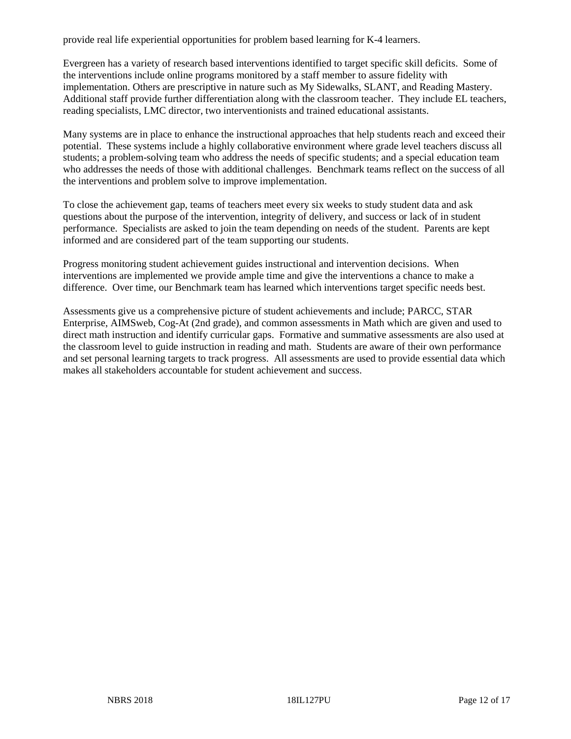provide real life experiential opportunities for problem based learning for K-4 learners.

Evergreen has a variety of research based interventions identified to target specific skill deficits. Some of the interventions include online programs monitored by a staff member to assure fidelity with implementation. Others are prescriptive in nature such as My Sidewalks, SLANT, and Reading Mastery. Additional staff provide further differentiation along with the classroom teacher. They include EL teachers, reading specialists, LMC director, two interventionists and trained educational assistants.

Many systems are in place to enhance the instructional approaches that help students reach and exceed their potential. These systems include a highly collaborative environment where grade level teachers discuss all students; a problem-solving team who address the needs of specific students; and a special education team who addresses the needs of those with additional challenges. Benchmark teams reflect on the success of all the interventions and problem solve to improve implementation.

To close the achievement gap, teams of teachers meet every six weeks to study student data and ask questions about the purpose of the intervention, integrity of delivery, and success or lack of in student performance. Specialists are asked to join the team depending on needs of the student. Parents are kept informed and are considered part of the team supporting our students.

Progress monitoring student achievement guides instructional and intervention decisions. When interventions are implemented we provide ample time and give the interventions a chance to make a difference. Over time, our Benchmark team has learned which interventions target specific needs best.

Assessments give us a comprehensive picture of student achievements and include; PARCC, STAR Enterprise, AIMSweb, Cog-At (2nd grade), and common assessments in Math which are given and used to direct math instruction and identify curricular gaps. Formative and summative assessments are also used at the classroom level to guide instruction in reading and math. Students are aware of their own performance and set personal learning targets to track progress. All assessments are used to provide essential data which makes all stakeholders accountable for student achievement and success.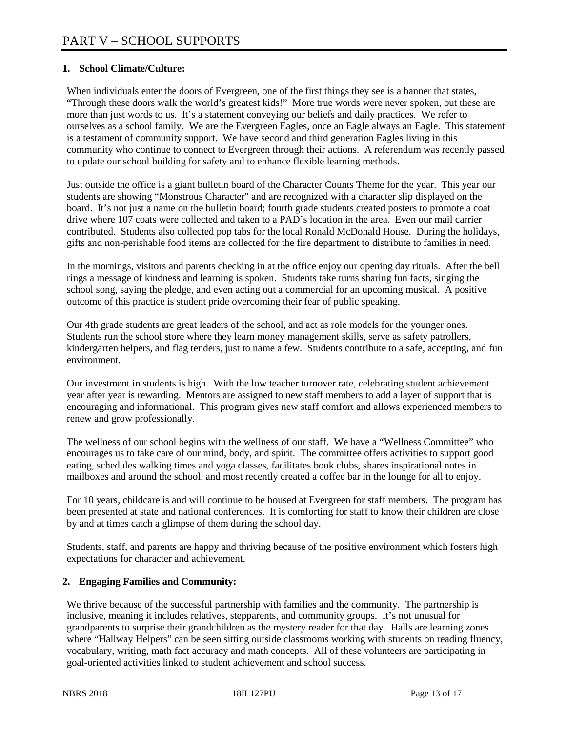# PART V – SCHOOL SUPPORTS

**1. School Climate/Culture:**

When individuals enter the doors of Evergreen, one of the first things they see is a banner that states, "Through these doors walk the world's greatest kids!" More true words were never spoken, but these are more than just words to us. It's a statement conveying our beliefs and daily practices. We refer to ourselves as a school family. We are the Evergreen Eagles, once an Eagle always an Eagle. This statement is a testament of community support. We have second and third generation Eagles living in this community who continue to connect to Evergreen through their actions. A referendum was recently passed to update our school building for safety and to enhance flexible learning methods.

Just outside the office is a giant bulletin board of the Character Counts Theme for the year. This year our students are showing "Monstrous Character" and are recognized with a character slip displayed on the board. It's not just a name on the bulletin board; fourth grade students created posters to promote a coat drive where 107 coats were collected and taken to a PAD's location in the area. Even our mail carrier contributed. Students also collected pop tabs for the local Ronald McDonald House. During the holidays, gifts and non-perishable food items are collected for the fire department to distribute to families in need.

In the mornings, visitors and parents checking in at the office enjoy our opening day rituals. After the bell rings a message of kindness and learning is spoken. Students take turns sharing fun facts, singing the school song, saying the pledge, and even acting out a commercial for an upcoming musical. A positive outcome of this practice is student pride overcoming their fear of public speaking.

Our 4th grade students are great leaders of the school, and act as role models for the younger ones. Students run the school store where they learn money management skills, serve as safety patrollers, kindergarten helpers, and flag tenders, just to name a few. Students contribute to a safe, accepting, and fun environment.

Our investment in students is high. With the low teacher turnover rate, celebrating student achievement year after year is rewarding. Mentors are assigned to new staff members to add a layer of support that is encouraging and informational. This program gives new staff comfort and allows experienced members to renew and grow professionally.

The wellness of our school begins with the wellness of our staff. We have a "Wellness Committee" who encourages us to take care of our mind, body, and spirit. The committee offers activities to support good eating, schedules walking times and yoga classes, facilitates book clubs, shares inspirational notes in mailboxes and around the school, and most recently created a coffee bar in the lounge for all to enjoy.

For 10 years, childcare is and will continue to be housed at Evergreen for staff members. The program has been presented at state and national conferences. It is comforting for staff to know their children are close by and at times catch a glimpse of them during the school day.

Students, staff, and parents are happy and thriving because of the positive environment which fosters high expectations for character and achievement.

**2. Engaging Families and Community:**

We thrive because of the successful partnership with families and the community. The partnership is inclusive, meaning it includes relatives, stepparents, and community groups. It's not unusual for grandparents to surprise their grandchildren as the mystery reader for that day. Halls are learning zones where "Hallway Helpers" can be seen sitting outside classrooms working with students on reading fluency, vocabulary, writing, math fact accuracy and math concepts. All of these volunteers are participating in goal-oriented activities linked to student achievement and school success.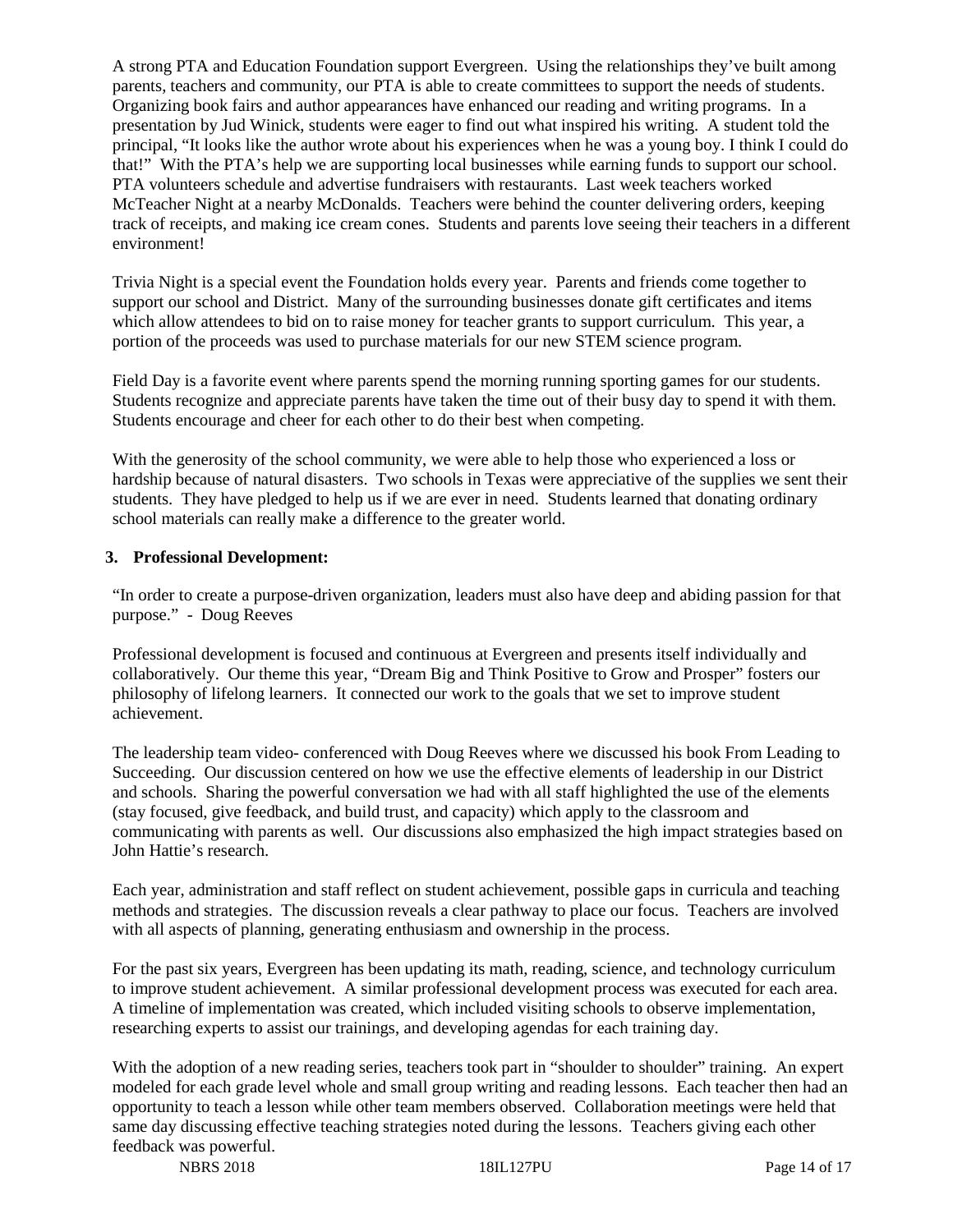A strong PTA and Education Foundation support Evergreen. Using the relationships they've built among parents, teachers and community, our PTA is able to create committees to support the needs of students. Organizing book fairs and author appearances have enhanced our reading and writing programs. In a presentation by Jud Winick, students were eager to find out what inspired his writing. A student told the principal, "It looks like the author wrote about his experiences when he was a young boy. I think I could do that!" With the PTA's help we are supporting local businesses while earning funds to support our school. PTA volunteers schedule and advertise fundraisers with restaurants. Last week teachers worked McTeacher Night at a nearby McDonalds. Teachers were behind the counter delivering orders, keeping track of receipts, and making ice cream cones. Students and parents love seeing their teachers in a different environment!

Trivia Night is a special event the Foundation holds every year. Parents and friends come together to support our school and District. Many of the surrounding businesses donate gift certificates and items which allow attendees to bid on to raise money for teacher grants to support curriculum. This year, a portion of the proceeds was used to purchase materials for our new STEM science program.

Field Day is a favorite event where parents spend the morning running sporting games for our students. Students recognize and appreciate parents have taken the time out of their busy day to spend it with them. Students encourage and cheer for each other to do their best when competing.

With the generosity of the school community, we were able to help those who experienced a loss or hardship because of natural disasters. Two schools in Texas were appreciative of the supplies we sent their students. They have pledged to help us if we are ever in need. Students learned that donating ordinary school materials can really make a difference to the greater world.

**3. Professional Development:**

"In order to create a purpose-driven organization, leaders must also have deep and abiding passion for that purpose." - Doug Reeves

Professional development is focused and continuous at Evergreen and presents itself individually and collaboratively. Our theme this year, "Dream Big and Think Positive to Grow and Prosper" fosters our philosophy of lifelong learners. It connected our work to the goals that we set to improve student achievement.

The leadership team video- conferenced with Doug Reeves where we discussed his book From Leading to Succeeding. Our discussion centered on how we use the effective elements of leadership in our District and schools. Sharing the powerful conversation we had with all staff highlighted the use of the elements (stay focused, give feedback, and build trust, and capacity) which apply to the classroom and communicating with parents as well. Our discussions also emphasized the high impact strategies based on John Hattie's research.

Each year, administration and staff reflect on student achievement, possible gaps in curricula and teaching methods and strategies. The discussion reveals a clear pathway to place our focus. Teachers are involved with all aspects of planning, generating enthusiasm and ownership in the process.

For the past six years, Evergreen has been updating its math, reading, science, and technology curriculum to improve student achievement. A similar professional development process was executed for each area. A timeline of implementation was created, which included visiting schools to observe implementation, researching experts to assist our trainings, and developing agendas for each training day.

With the adoption of a new reading series, teachers took part in "shoulder to shoulder" training. An expert modeled for each grade level whole and small group writing and reading lessons. Each teacher then had an opportunity to teach a lesson while other team members observed. Collaboration meetings were held that same day discussing effective teaching strategies noted during the lessons. Teachers giving each other feedback was powerful.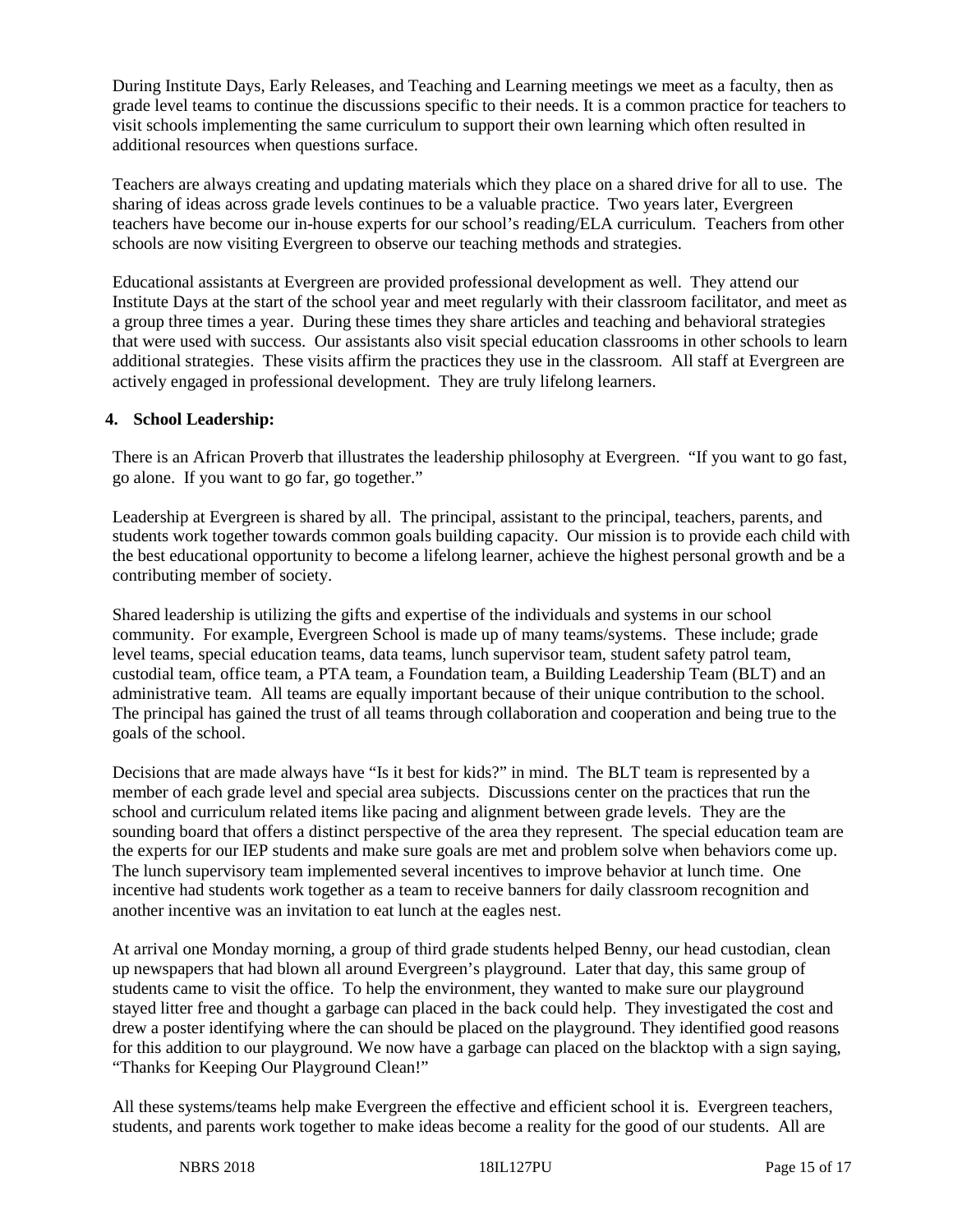During Institute Days, Early Releases, and Teaching and Learning meetings we meet as a faculty, then as grade level teams to continue the discussions specific to their needs. It is a common practice for teachers to visit schools implementing the same curriculum to support their own learning which often resulted in additional resources when questions surface.

Teachers are always creating and updating materials which they place on a shared drive for all to use. The sharing of ideas across grade levels continues to be a valuable practice. Two years later, Evergreen teachers have become our in-house experts for our school's reading/ELA curriculum. Teachers from other schools are now visiting Evergreen to observe our teaching methods and strategies.

Educational assistants at Evergreen are provided professional development as well. They attend our Institute Days at the start of the school year and meet regularly with their classroom facilitator, and meet as a group three times a year. During these times they share articles and teaching and behavioral strategies that were used with success. Our assistants also visit special education classrooms in other schools to learn additional strategies. These visits affirm the practices they use in the classroom. All staff at Evergreen are actively engaged in professional development. They are truly lifelong learners.

**4. School Leadership:**

There is an African Proverb that illustrates the leadership philosophy at Evergreen. "If you want to go fast, go alone. If you want to go far, go together."

Leadership at Evergreen is shared by all. The principal, assistant to the principal, teachers, parents, and students work together towards common goals building capacity. Our mission is to provide each child with the best educational opportunity to become a lifelong learner, achieve the highest personal growth and be a contributing member of society.

Shared leadership is utilizing the gifts and expertise of the individuals and systems in our school community. For example, Evergreen School is made up of many teams/systems. These include; grade level teams, special education teams, data teams, lunch supervisor team, student safety patrol team, custodial team, office team, a PTA team, a Foundation team, a Building Leadership Team (BLT) and an administrative team. All teams are equally important because of their unique contribution to the school. The principal has gained the trust of all teams through collaboration and cooperation and being true to the goals of the school.

Decisions that are made always have "Is it best for kids?" in mind. The BLT team is represented by a member of each grade level and special area subjects. Discussions center on the practices that run the school and curriculum related items like pacing and alignment between grade levels. They are the sounding board that offers a distinct perspective of the area they represent. The special education team are the experts for our IEP students and make sure goals are met and problem solve when behaviors come up. The lunch supervisory team implemented several incentives to improve behavior at lunch time. One incentive had students work together as a team to receive banners for daily classroom recognition and another incentive was an invitation to eat lunch at the eagles nest.

At arrival one Monday morning, a group of third grade students helped Benny, our head custodian, clean up newspapers that had blown all around Evergreen's playground. Later that day, this same group of students came to visit the office. To help the environment, they wanted to make sure our playground stayed litter free and thought a garbage can placed in the back could help. They investigated the cost and drew a poster identifying where the can should be placed on the playground. They identified good reasons for this addition to our playground. We now have a garbage can placed on the blacktop with a sign saying, "Thanks for Keeping Our Playground Clean!"

All these systems/teams help make Evergreen the effective and efficient school it is. Evergreen teachers, students, and parents work together to make ideas become a reality for the good of our students. All are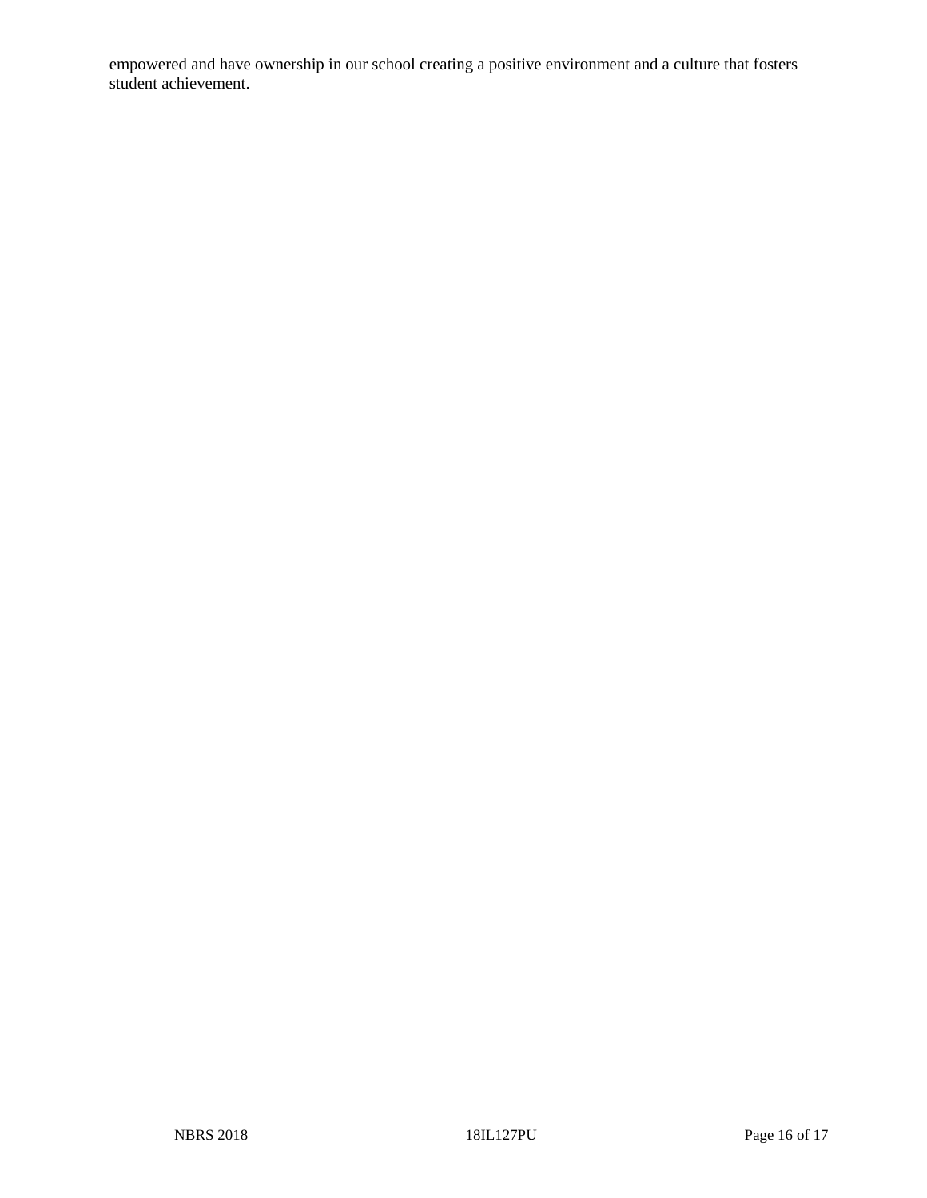empowered and have ownership in our school creating a positive environment and a culture that fosters student achievement.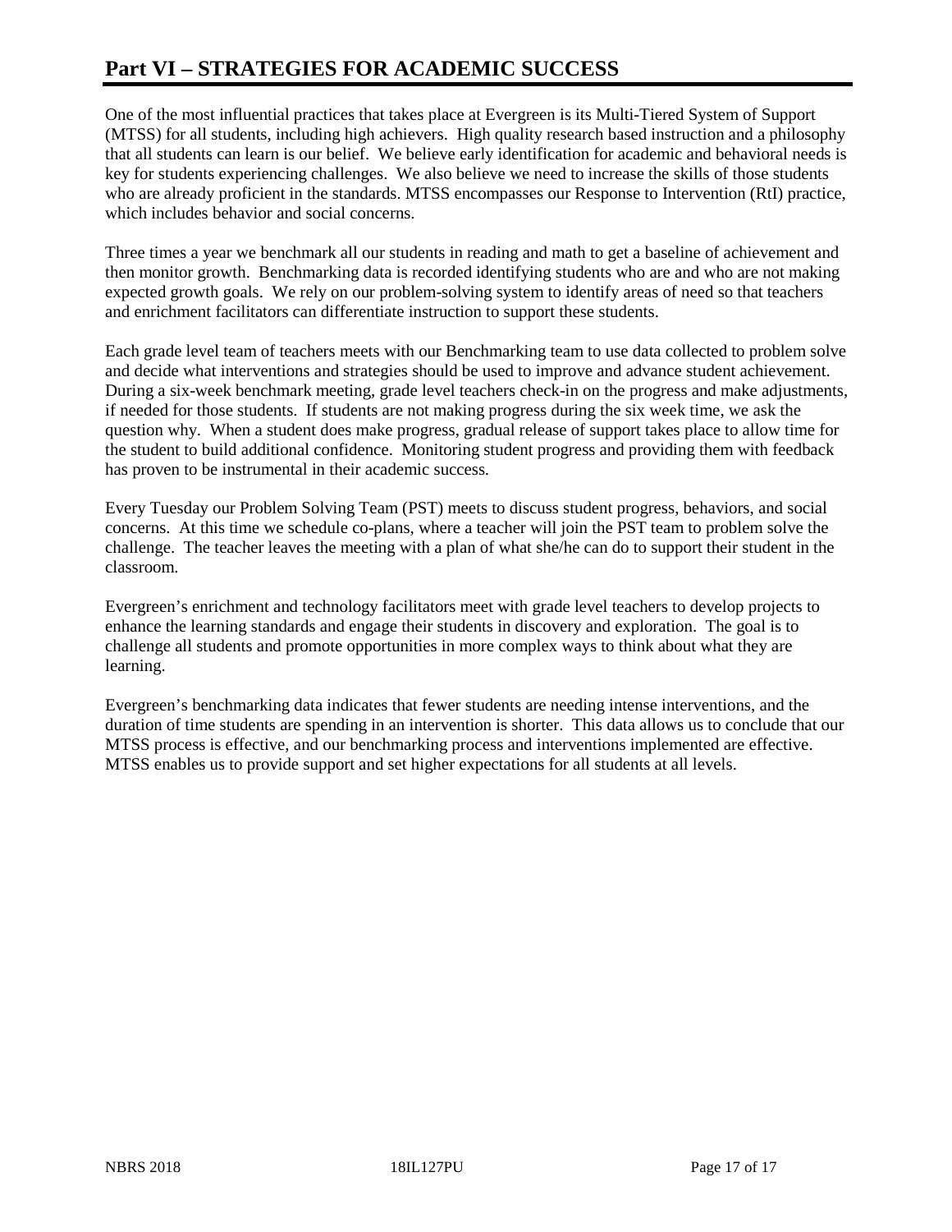# Part VI – STRATEGIES FOR ACADEMIC SUCCESS

One of the most influential practices that takes place at Evergreen is its Multi-Tiered System of Support (MTSS) for all students, including high achievers. High quality research based instruction and a philosophy that all students can learn is our belief. We believe early identification for academic and behavioral needs is key for students experiencing challenges. We also believe we need to increase the skills of those students who are already proficient in the standards. MTSS encompasses our Response to Intervention (RtI) practice, which includes behavior and social concerns.

Three times a year we benchmark all our students in reading and math to get a baseline of achievement and then monitor growth. Benchmarking data is recorded identifying students who are and who are not making expected growth goals. We rely on our problem-solving system to identify areas of need so that teachers and enrichment facilitators can differentiate instruction to support these students.

Each grade level team of teachers meets with our Benchmarking team to use data collected to problem solve and decide what interventions and strategies should be used to improve and advance student achievement. During a six-week benchmark meeting, grade level teachers check-in on the progress and make adjustments, if needed for those students. If students are not making progress during the six week time, we ask the question why. When a student does make progress, gradual release of support takes place to allow time for the student to build additional confidence. Monitoring student progress and providing them with feedback has proven to be instrumental in their academic success.

Every Tuesday our Problem Solving Team (PST) meets to discuss student progress, behaviors, and social concerns. At this time we schedule co-plans, where a teacher will join the PST team to problem solve the challenge. The teacher leaves the meeting with a plan of what she/he can do to support their student in the classroom.

Evergreen's enrichment and technology facilitators meet with grade level teachers to develop projects to enhance the learning standards and engage their students in discovery and exploration. The goal is to challenge all students and promote opportunities in more complex ways to think about what they are learning.

Evergreen's benchmarking data indicates that fewer students are needing intense interventions, and the duration of time students are spending in an intervention is shorter. This data allows us to conclude that our MTSS process is effective, and our benchmarking process and interventions implemented are effective. MTSS enables us to provide support and set higher expectations for all students at all levels.